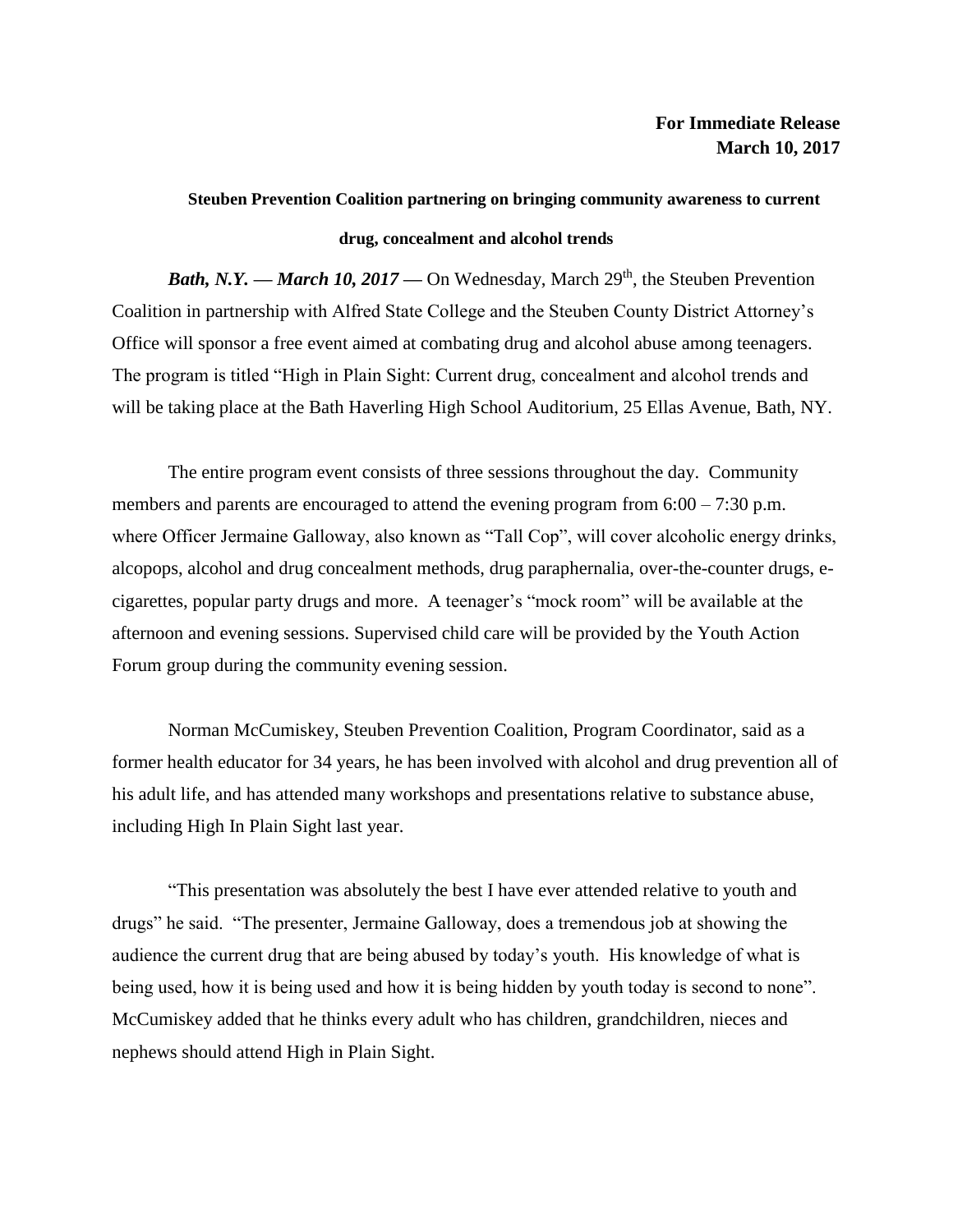**For Immediate Release**
**March 10, 2017**

**Steuben Prevention Coalition partnering on bringing community awareness to current drug, concealment and alcohol trends**

***Bath, N.Y. — March 10, 2017 —*** On Wednesday, March 29th, the Steuben Prevention Coalition in partnership with Alfred State College and the Steuben County District Attorney's Office will sponsor a free event aimed at combating drug and alcohol abuse among teenagers. The program is titled "High in Plain Sight: Current drug, concealment and alcohol trends and will be taking place at the Bath Haverling High School Auditorium, 25 Ellas Avenue, Bath, NY.

The entire program event consists of three sessions throughout the day. Community members and parents are encouraged to attend the evening program from 6:00 – 7:30 p.m. where Officer Jermaine Galloway, also known as "Tall Cop", will cover alcoholic energy drinks, alcopops, alcohol and drug concealment methods, drug paraphernalia, over-the-counter drugs, e-cigarettes, popular party drugs and more. A teenager's "mock room" will be available at the afternoon and evening sessions. Supervised child care will be provided by the Youth Action Forum group during the community evening session.

Norman McCumiskey, Steuben Prevention Coalition, Program Coordinator, said as a former health educator for 34 years, he has been involved with alcohol and drug prevention all of his adult life, and has attended many workshops and presentations relative to substance abuse, including High In Plain Sight last year.

"This presentation was absolutely the best I have ever attended relative to youth and drugs" he said. "The presenter, Jermaine Galloway, does a tremendous job at showing the audience the current drug that are being abused by today's youth. His knowledge of what is being used, how it is being used and how it is being hidden by youth today is second to none". McCumiskey added that he thinks every adult who has children, grandchildren, nieces and nephews should attend High in Plain Sight.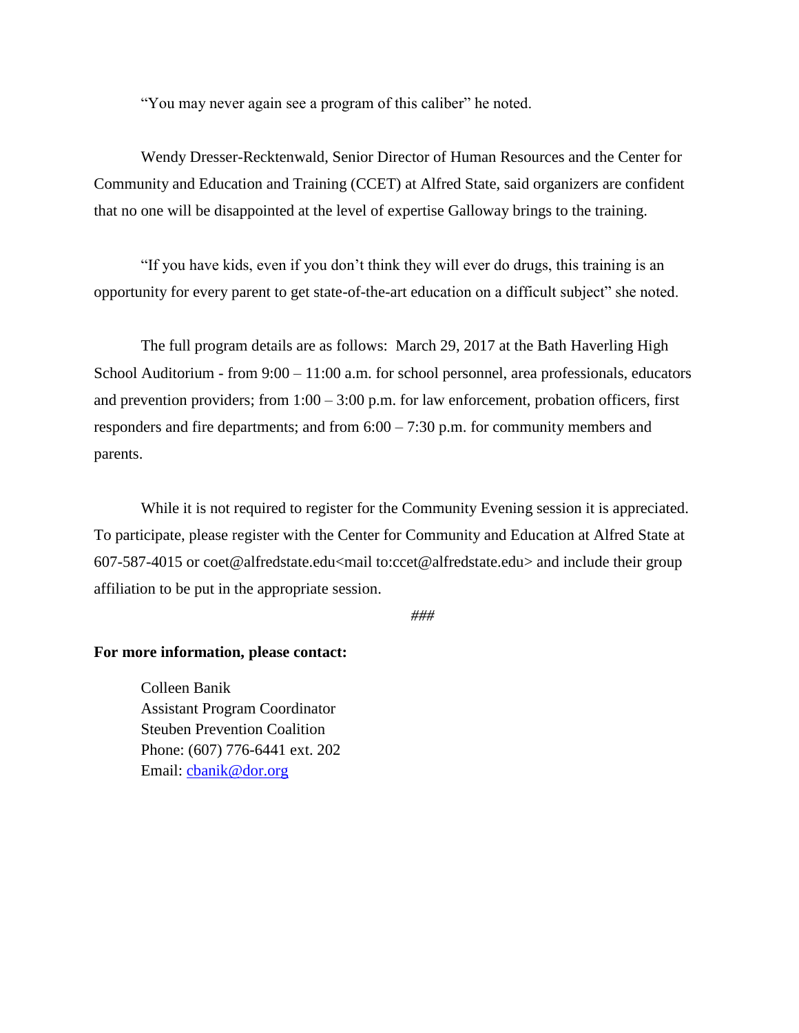"You may never again see a program of this caliber" he noted.

Wendy Dresser-Recktenwald, Senior Director of Human Resources and the Center for Community and Education and Training (CCET) at Alfred State, said organizers are confident that no one will be disappointed at the level of expertise Galloway brings to the training.

"If you have kids, even if you don't think they will ever do drugs, this training is an opportunity for every parent to get state-of-the-art education on a difficult subject" she noted.

The full program details are as follows: March 29, 2017 at the Bath Haverling High School Auditorium - from 9:00 – 11:00 a.m. for school personnel, area professionals, educators and prevention providers; from 1:00 – 3:00 p.m. for law enforcement, probation officers, first responders and fire departments; and from 6:00 – 7:30 p.m. for community members and parents.

While it is not required to register for the Community Evening session it is appreciated. To participate, please register with the Center for Community and Education at Alfred State at 607-587-4015 or coet@alfredstate.edu<mail to:ccet@alfredstate.edu> and include their group affiliation to be put in the appropriate session.

###

**For more information, please contact:**

Colleen Banik
Assistant Program Coordinator
Steuben Prevention Coalition
Phone: (607) 776-6441 ext. 202
Email: cbanik@dor.org